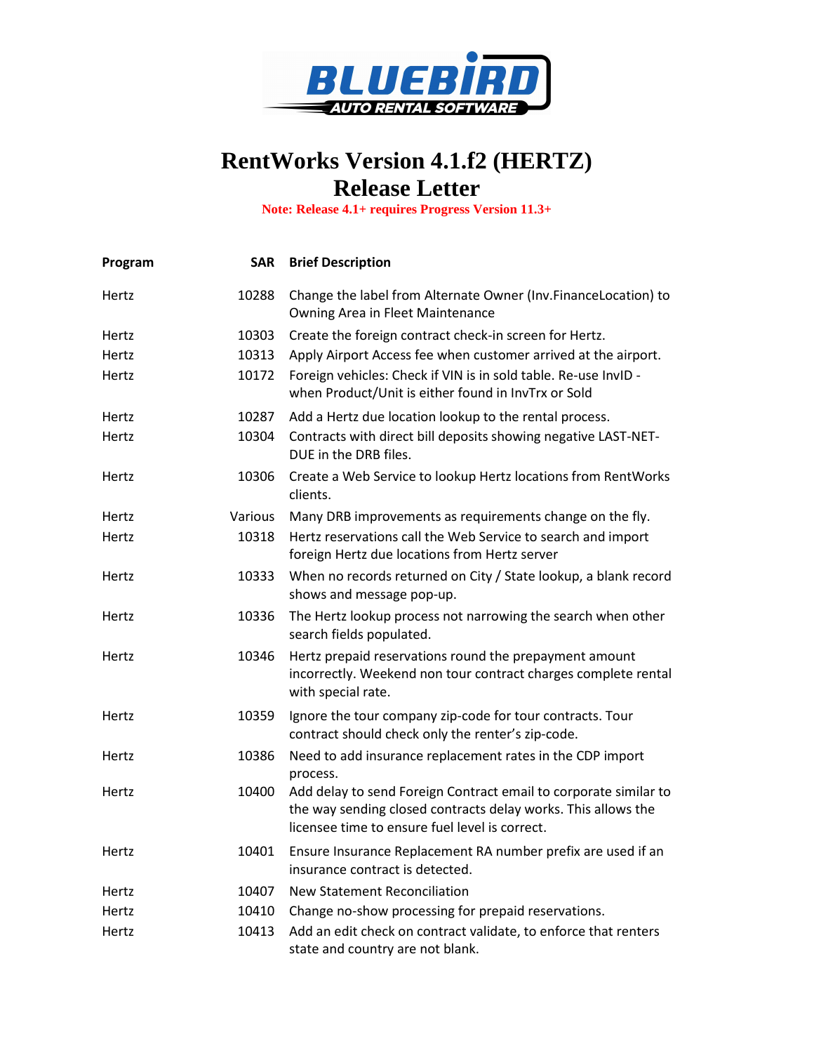# RentWorks Version 4.1.f2 (HERTZ)
# Release Letter

**Note: Release 4.1+ requires Progress Version 11.3+**

| Program | SAR | Brief Description |
|---|---|---|
| Hertz | 10288 | Change the label from Alternate Owner (Inv.FinanceLocation) to Owning Area in Fleet Maintenance |
| Hertz | 10303 | Create the foreign contract check-in screen for Hertz. |
| Hertz | 10313 | Apply Airport Access fee when customer arrived at the airport. |
| Hertz | 10172 | Foreign vehicles: Check if VIN is in sold table. Re-use InvID - when Product/Unit is either found in InvTrx or Sold |
| Hertz | 10287 | Add a Hertz due location lookup to the rental process. |
| Hertz | 10304 | Contracts with direct bill deposits showing negative LAST-NET-DUE in the DRB files. |
| Hertz | 10306 | Create a Web Service to lookup Hertz locations from RentWorks clients. |
| Hertz | Various | Many DRB improvements as requirements change on the fly. |
| Hertz | 10318 | Hertz reservations call the Web Service to search and import foreign Hertz due locations from Hertz server |
| Hertz | 10333 | When no records returned on City / State lookup, a blank record shows and message pop-up. |
| Hertz | 10336 | The Hertz lookup process not narrowing the search when other search fields populated. |
| Hertz | 10346 | Hertz prepaid reservations round the prepayment amount incorrectly. Weekend non tour contract charges complete rental with special rate. |
| Hertz | 10359 | Ignore the tour company zip-code for tour contracts. Tour contract should check only the renter's zip-code. |
| Hertz | 10386 | Need to add insurance replacement rates in the CDP import process. |
| Hertz | 10400 | Add delay to send Foreign Contract email to corporate similar to the way sending closed contracts delay works. This allows the licensee time to ensure fuel level is correct. |
| Hertz | 10401 | Ensure Insurance Replacement RA number prefix are used if an insurance contract is detected. |
| Hertz | 10407 | New Statement Reconciliation |
| Hertz | 10410 | Change no-show processing for prepaid reservations. |
| Hertz | 10413 | Add an edit check on contract validate, to enforce that renters state and country are not blank. |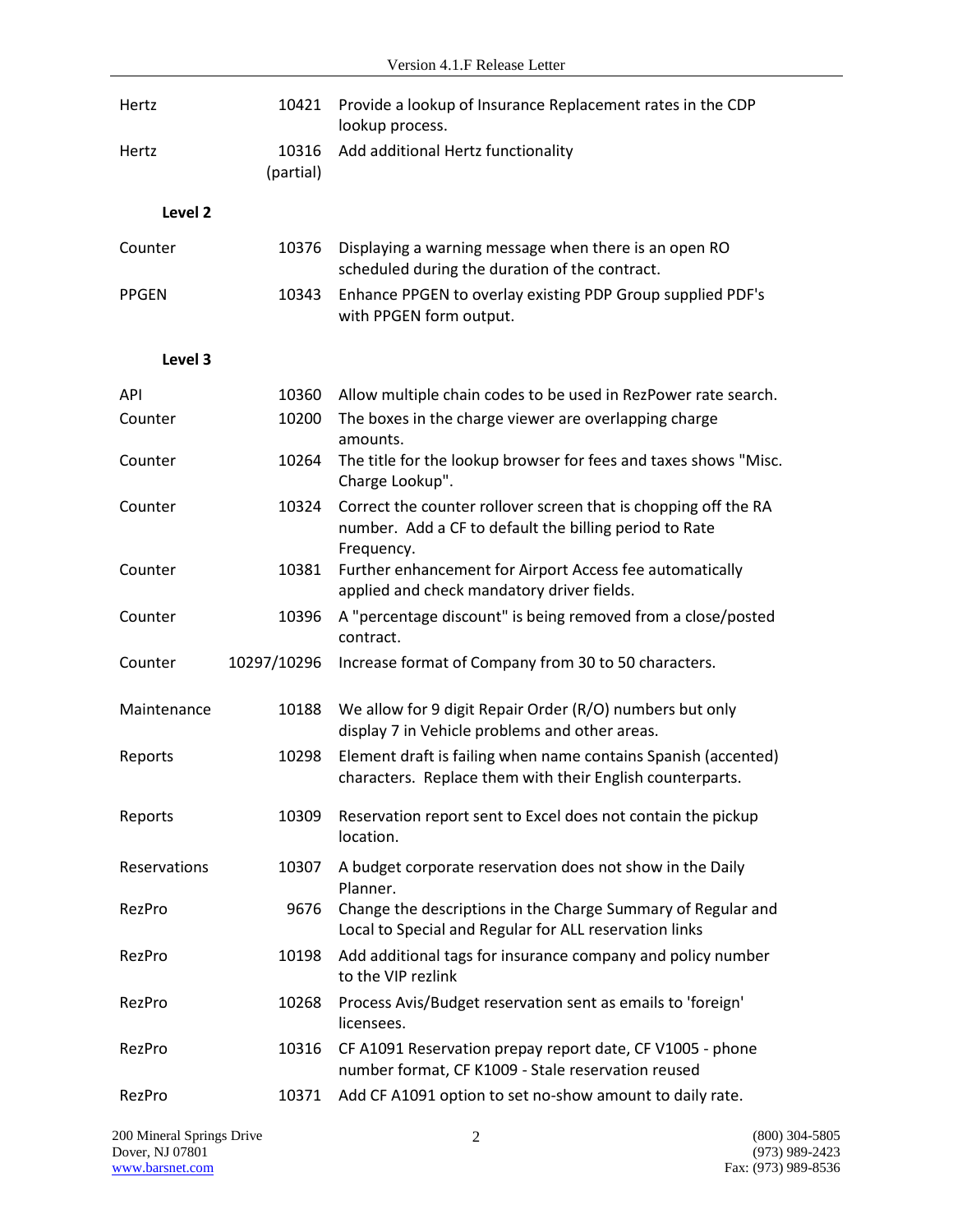| | | |
|---|---|---|
| Hertz | 10421 | Provide a lookup of Insurance Replacement rates in the CDP lookup process. |
| Hertz | 10316 (partial) | Add additional Hertz functionality |

**Level 2**

| | | |
|---|---|---|
| Counter | 10376 | Displaying a warning message when there is an open RO scheduled during the duration of the contract. |
| PPGEN | 10343 | Enhance PPGEN to overlay existing PDP Group supplied PDF's with PPGEN form output. |

**Level 3**

| | | |
|---|---|---|
| API | 10360 | Allow multiple chain codes to be used in RezPower rate search. |
| Counter | 10200 | The boxes in the charge viewer are overlapping charge amounts. |
| Counter | 10264 | The title for the lookup browser for fees and taxes shows "Misc. Charge Lookup". |
| Counter | 10324 | Correct the counter rollover screen that is chopping off the RA number. Add a CF to default the billing period to Rate Frequency. |
| Counter | 10381 | Further enhancement for Airport Access fee automatically applied and check mandatory driver fields. |
| Counter | 10396 | A "percentage discount" is being removed from a close/posted contract. |
| Counter | 10297/10296 | Increase format of Company from 30 to 50 characters. |
| Maintenance | 10188 | We allow for 9 digit Repair Order (R/O) numbers but only display 7 in Vehicle problems and other areas. |
| Reports | 10298 | Element draft is failing when name contains Spanish (accented) characters. Replace them with their English counterparts. |
| Reports | 10309 | Reservation report sent to Excel does not contain the pickup location. |
| Reservations | 10307 | A budget corporate reservation does not show in the Daily Planner. |
| RezPro | 9676 | Change the descriptions in the Charge Summary of Regular and Local to Special and Regular for ALL reservation links |
| RezPro | 10198 | Add additional tags for insurance company and policy number to the VIP rezlink |
| RezPro | 10268 | Process Avis/Budget reservation sent as emails to 'foreign' licensees. |
| RezPro | 10316 | CF A1091 Reservation prepay report date, CF V1005 - phone number format, CF K1009 - Stale reservation reused |
| RezPro | 10371 | Add CF A1091 option to set no-show amount to daily rate. |

200 Mineral Springs Drive
Dover, NJ 07801
www.barsnet.com

(800) 304-5805
(973) 989-2423
Fax: (973) 989-8536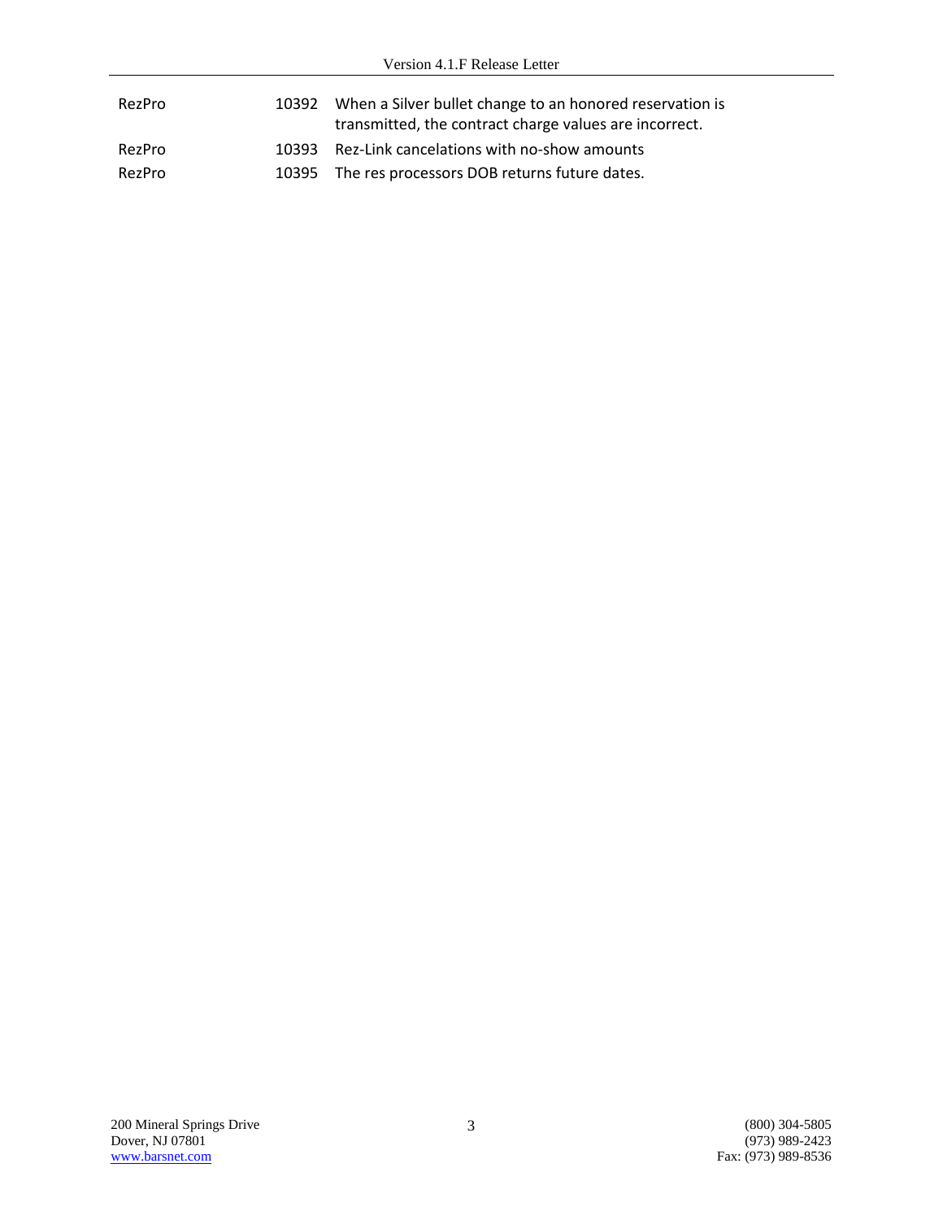| | | |
|---|---|---|
| RezPro | 10392 | When a Silver bullet change to an honored reservation is transmitted, the contract charge values are incorrect. |
| RezPro | 10393 | Rez-Link cancelations with no-show amounts |
| RezPro | 10395 | The res processors DOB returns future dates. |

200 Mineral Springs Drive
Dover, NJ 07801
www.barsnet.com

(800) 304-5805
(973) 989-2423
Fax: (973) 989-8536